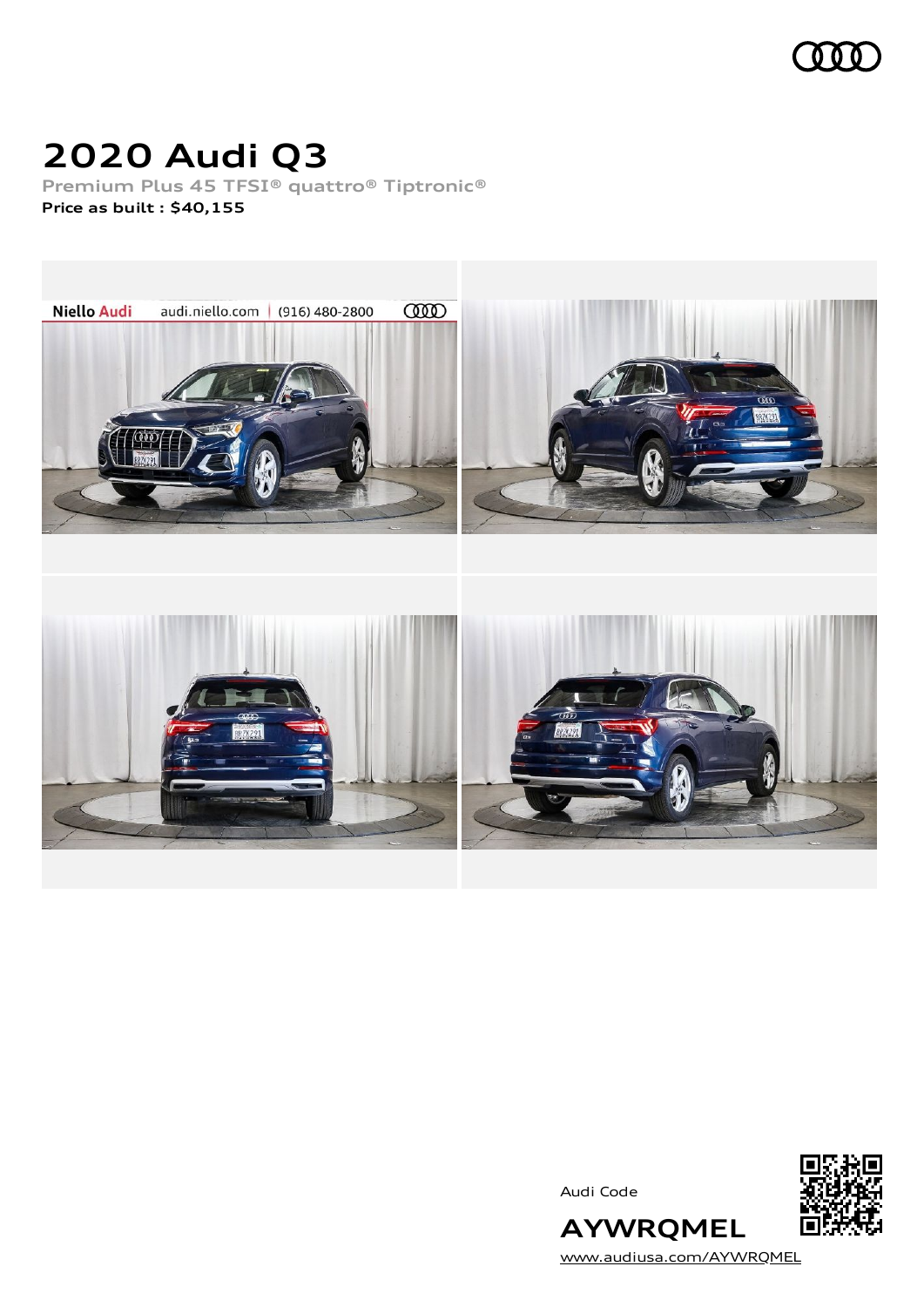# 2020 Audi Q3

Premium Plus 45 TFSI® quattro® Tiptronic®

**Price as built : $40,155**

Audi Code

**AYWRQMEL**

www.audiusa.com/AYWRQMEL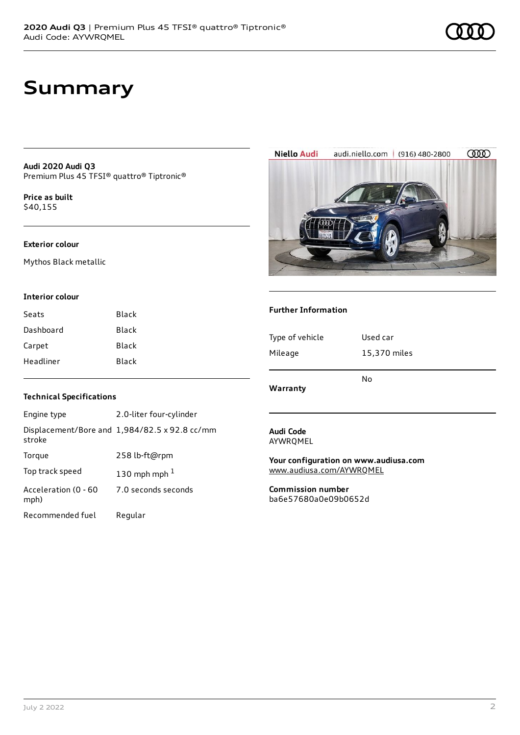# Summary

**Audi 2020 Audi Q3**
Premium Plus 45 TFSI® quattro® Tiptronic®

**Price as built**
$40,155

### Exterior colour

Mythos Black metallic

### Interior colour

| | |
|---|---|
| Seats | Black |
| Dashboard | Black |
| Carpet | Black |
| Headliner | Black |

### Technical Specifications

| | |
|---|---|
| Engine type | 2.0-liter four-cylinder |
| Displacement/Bore and stroke | 1,984/82.5 x 92.8 cc/mm |
| Torque | 258 lb-ft@rpm |
| Top track speed | 130 mph mph [1] |
| Acceleration (0 - 60 mph) | 7.0 seconds seconds |
| Recommended fuel | Regular |

Niello Audi audi.niello.com (916) 480-2800

### Further Information

| | |
|---|---|
| Type of vehicle | Used car |
| Mileage | 15,370 miles |
| **Warranty** | No |

**Audi Code**
AYWRQMEL

**Your configuration on www.audiusa.com**
www.audiusa.com/AYWRQMEL

**Commission number**
ba6e57680a0e09b0652d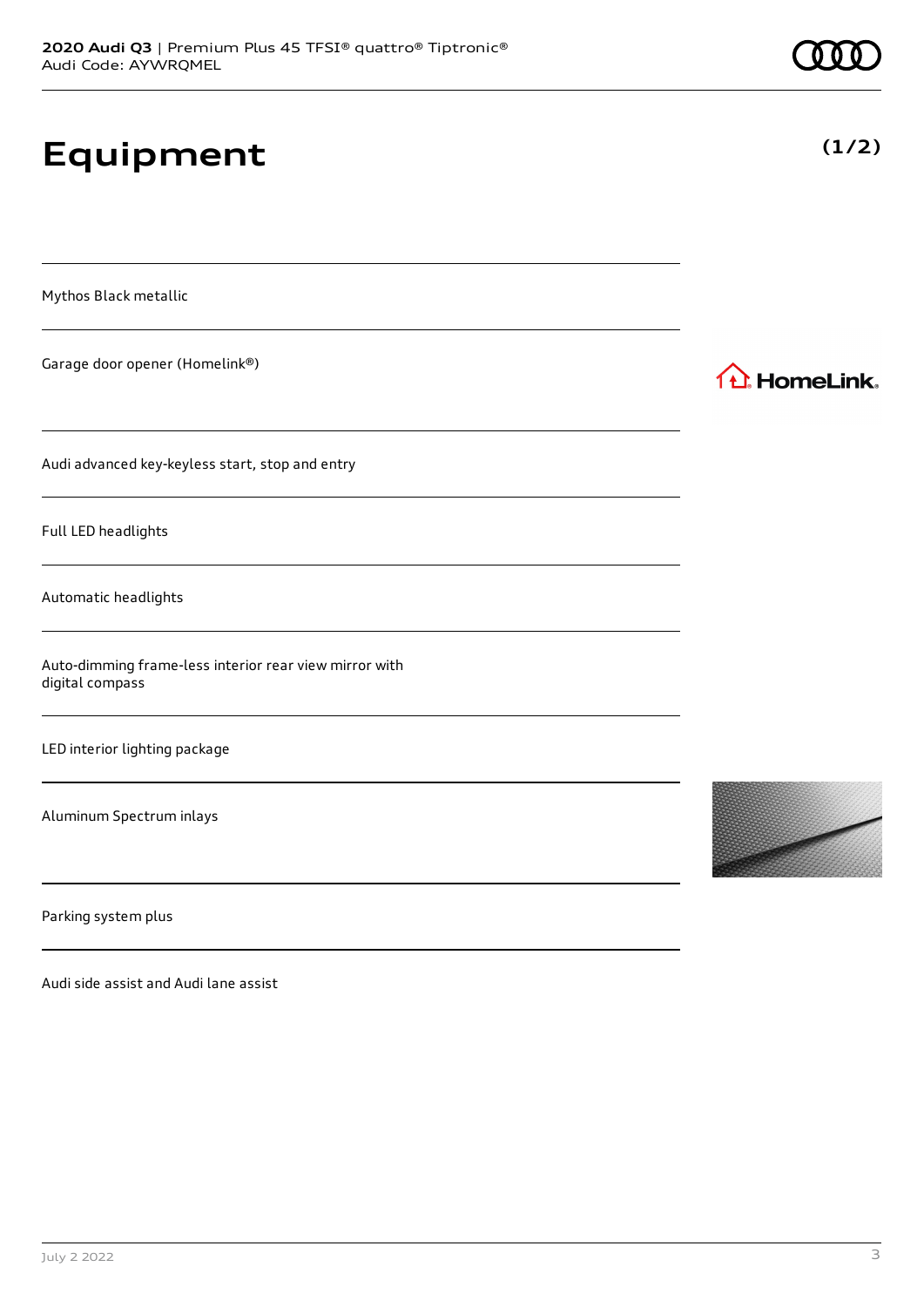# Equipment

(1/2)

Mythos Black metallic

Garage door opener (Homelink®)

Audi advanced key-keyless start, stop and entry

Full LED headlights

Automatic headlights

Auto-dimming frame-less interior rear view mirror with digital compass

LED interior lighting package

Aluminum Spectrum inlays

Parking system plus

Audi side assist and Audi lane assist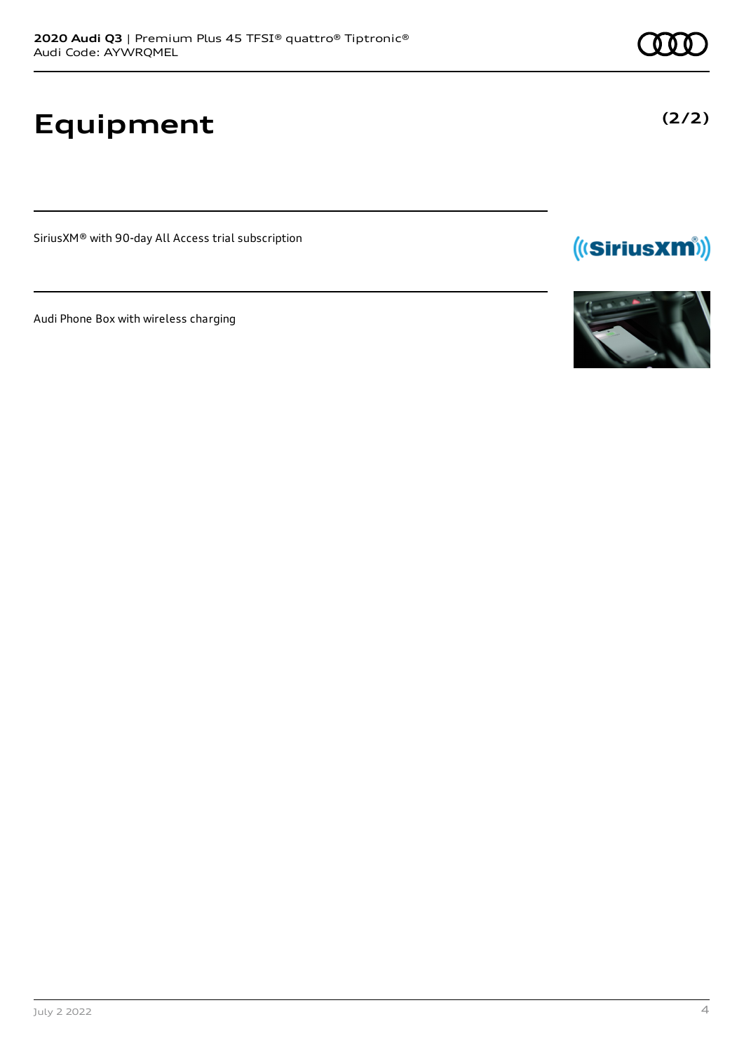# Equipment

**(2/2)**

SiriusXM® with 90-day All Access trial subscription

Audi Phone Box with wireless charging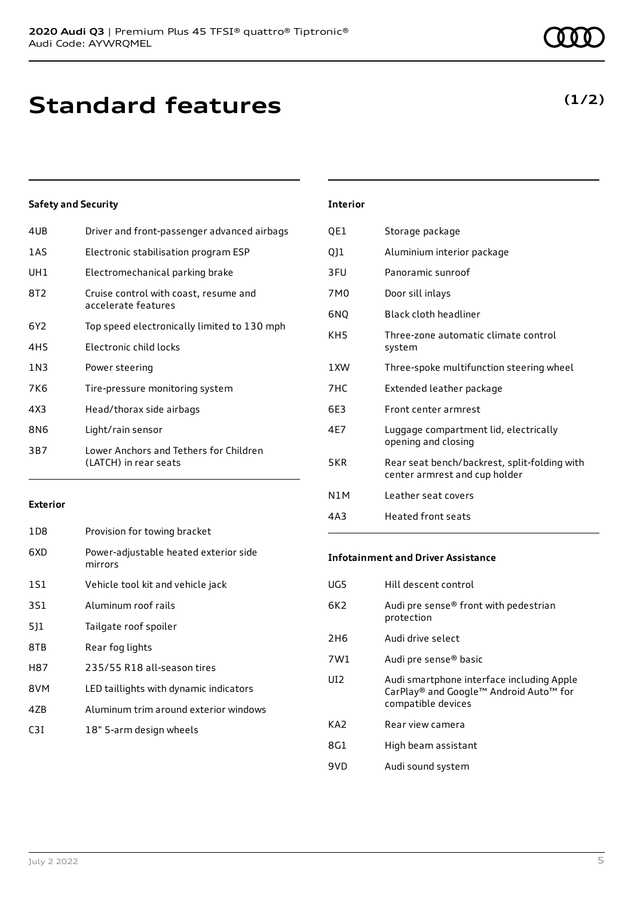# Standard features

**(1/2)**

### Safety and Security

| | |
|---|---|
| 4UB | Driver and front-passenger advanced airbags |
| 1AS | Electronic stabilisation program ESP |
| UH1 | Electromechanical parking brake |
| 8T2 | Cruise control with coast, resume and accelerate features |
| 6Y2 | Top speed electronically limited to 130 mph |
| 4H5 | Electronic child locks |
| 1N3 | Power steering |
| 7K6 | Tire-pressure monitoring system |
| 4X3 | Head/thorax side airbags |
| 8N6 | Light/rain sensor |
| 3B7 | Lower Anchors and Tethers for Children (LATCH) in rear seats |

### Exterior

| | |
|---|---|
| 1D8 | Provision for towing bracket |
| 6XD | Power-adjustable heated exterior side mirrors |
| 1S1 | Vehicle tool kit and vehicle jack |
| 3S1 | Aluminum roof rails |
| 5J1 | Tailgate roof spoiler |
| 8TB | Rear fog lights |
| H87 | 235/55 R18 all-season tires |
| 8VM | LED taillights with dynamic indicators |
| 4ZB | Aluminum trim around exterior windows |
| C3I | 18" 5-arm design wheels |

### Interior

| | |
|---|---|
| QE1 | Storage package |
| QJ1 | Aluminium interior package |
| 3FU | Panoramic sunroof |
| 7M0 | Door sill inlays |
| 6NQ | Black cloth headliner |
| KH5 | Three-zone automatic climate control system |
| 1XW | Three-spoke multifunction steering wheel |
| 7HC | Extended leather package |
| 6E3 | Front center armrest |
| 4E7 | Luggage compartment lid, electrically opening and closing |
| 5KR | Rear seat bench/backrest, split-folding with center armrest and cup holder |
| N1M | Leather seat covers |
| 4A3 | Heated front seats |

### Infotainment and Driver Assistance

| | |
|---|---|
| UG5 | Hill descent control |
| 6K2 | Audi pre sense® front with pedestrian protection |
| 2H6 | Audi drive select |
| 7W1 | Audi pre sense® basic |
| UI2 | Audi smartphone interface including Apple CarPlay® and Google™ Android Auto™ for compatible devices |
| KA2 | Rear view camera |
| 8G1 | High beam assistant |
| 9VD | Audi sound system |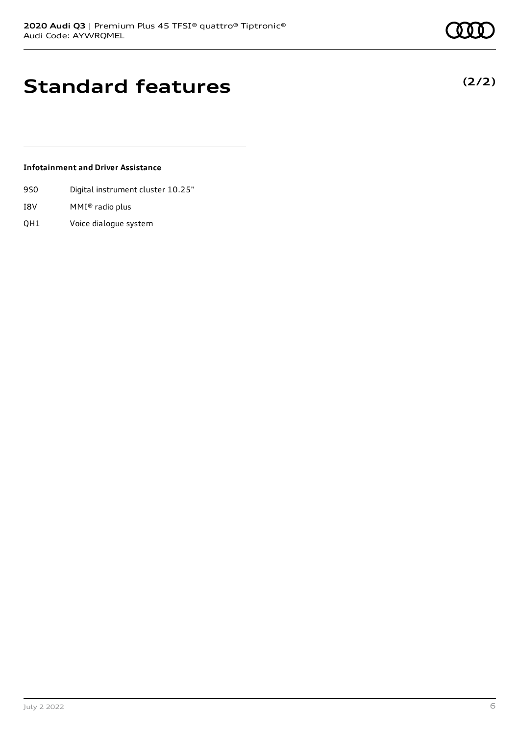# Standard features

**(2/2)**

### Infotainment and Driver Assistance

| | |
|---|---|
| 9S0 | Digital instrument cluster 10.25" |
| I8V | MMI® radio plus |
| QH1 | Voice dialogue system |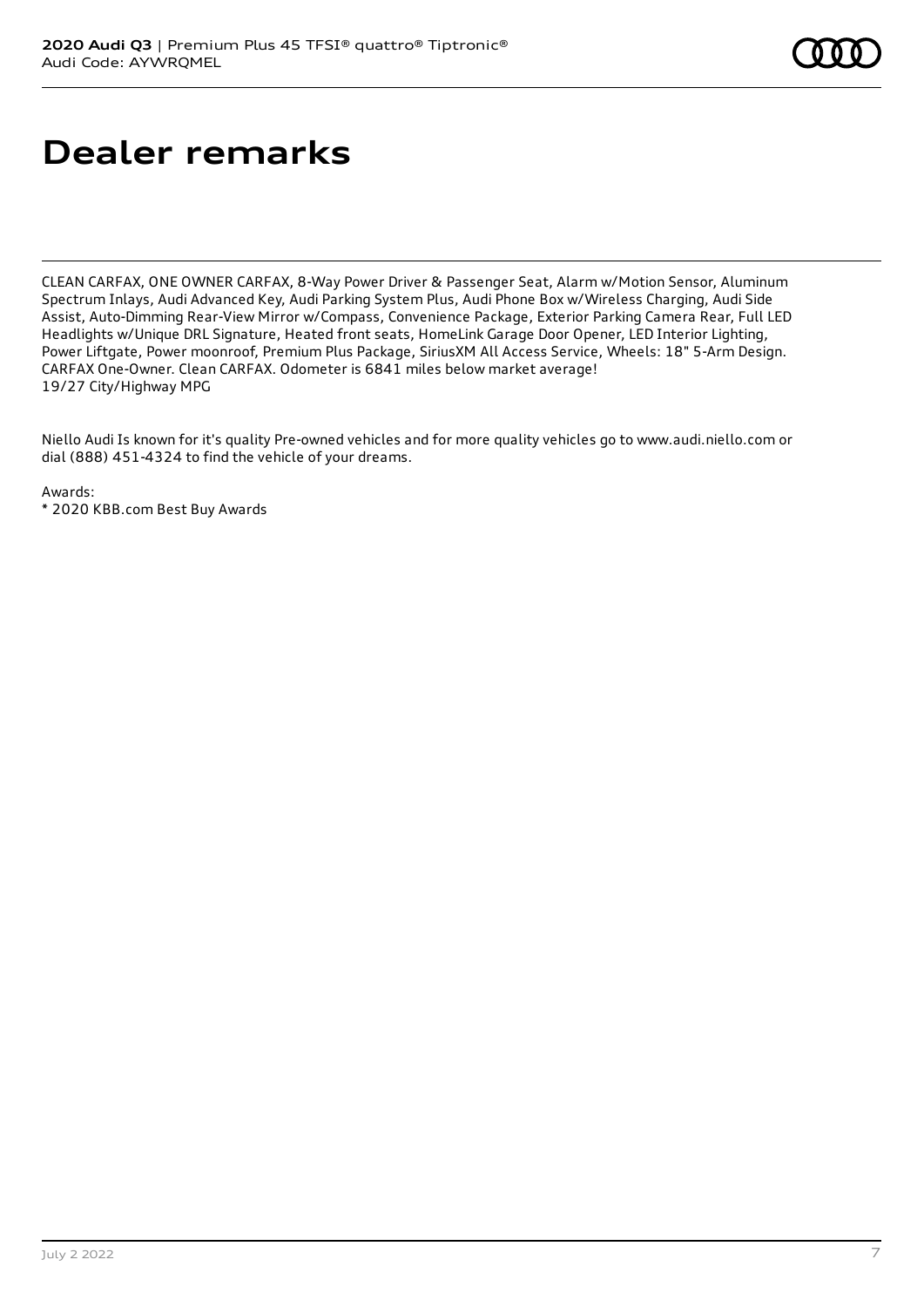# Dealer remarks

CLEAN CARFAX, ONE OWNER CARFAX, 8-Way Power Driver & Passenger Seat, Alarm w/Motion Sensor, Aluminum Spectrum Inlays, Audi Advanced Key, Audi Parking System Plus, Audi Phone Box w/Wireless Charging, Audi Side Assist, Auto-Dimming Rear-View Mirror w/Compass, Convenience Package, Exterior Parking Camera Rear, Full LED Headlights w/Unique DRL Signature, Heated front seats, HomeLink Garage Door Opener, LED Interior Lighting, Power Liftgate, Power moonroof, Premium Plus Package, SiriusXM All Access Service, Wheels: 18" 5-Arm Design. CARFAX One-Owner. Clean CARFAX. Odometer is 6841 miles below market average!
19/27 City/Highway MPG

Niello Audi Is known for it's quality Pre-owned vehicles and for more quality vehicles go to www.audi.niello.com or dial (888) 451-4324 to find the vehicle of your dreams.

Awards:
* 2020 KBB.com Best Buy Awards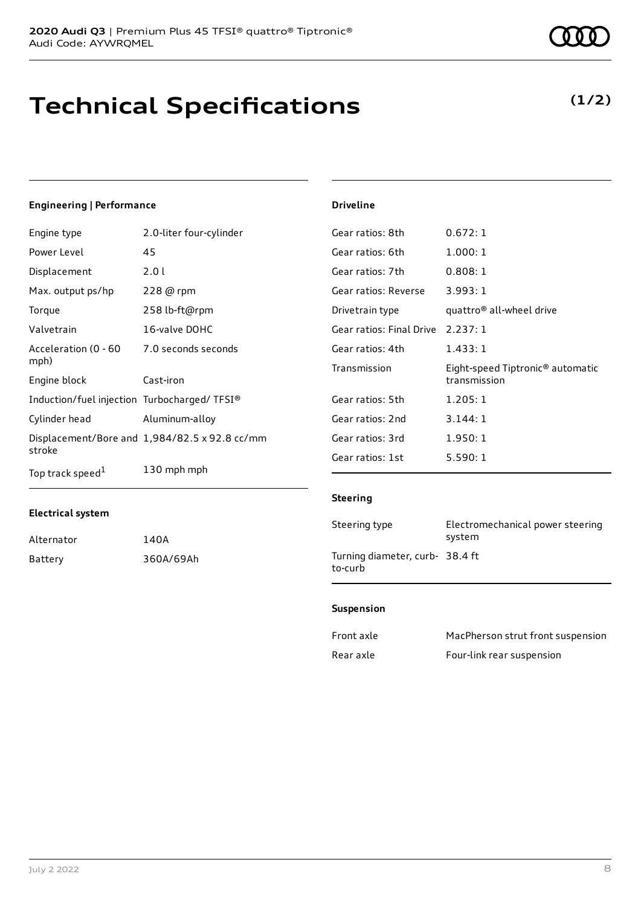# Technical Specifications

**(1/2)**

### Engineering | Performance

| | |
|---|---|
| Engine type | 2.0-liter four-cylinder |
| Power Level | 45 |
| Displacement | 2.0 l |
| Max. output ps/hp | 228 @ rpm |
| Torque | 258 lb-ft@rpm |
| Valvetrain | 16-valve DOHC |
| Acceleration (0 - 60 mph) | 7.0 seconds seconds |
| Engine block | Cast-iron |
| Induction/fuel injection | Turbocharged/ TFSI® |
| Cylinder head | Aluminum-alloy |
| Displacement/Bore and stroke | 1,984/82.5 x 92.8 cc/mm |
| Top track speed[1] | 130 mph mph |

### Electrical system

| | |
|---|---|
| Alternator | 140A |
| Battery | 360A/69Ah |

### Driveline

| | |
|---|---|
| Gear ratios: 8th | 0.672: 1 |
| Gear ratios: 6th | 1.000: 1 |
| Gear ratios: 7th | 0.808: 1 |
| Gear ratios: Reverse | 3.993: 1 |
| Drivetrain type | quattro® all-wheel drive |
| Gear ratios: Final Drive | 2.237: 1 |
| Gear ratios: 4th | 1.433: 1 |
| Transmission | Eight-speed Tiptronic® automatic transmission |
| Gear ratios: 5th | 1.205: 1 |
| Gear ratios: 2nd | 3.144: 1 |
| Gear ratios: 3rd | 1.950: 1 |
| Gear ratios: 1st | 5.590: 1 |

### Steering

| | |
|---|---|
| Steering type | Electromechanical power steering system |
| Turning diameter, curb-to-curb | 38.4 ft |

### Suspension

| | |
|---|---|
| Front axle | MacPherson strut front suspension |
| Rear axle | Four-link rear suspension |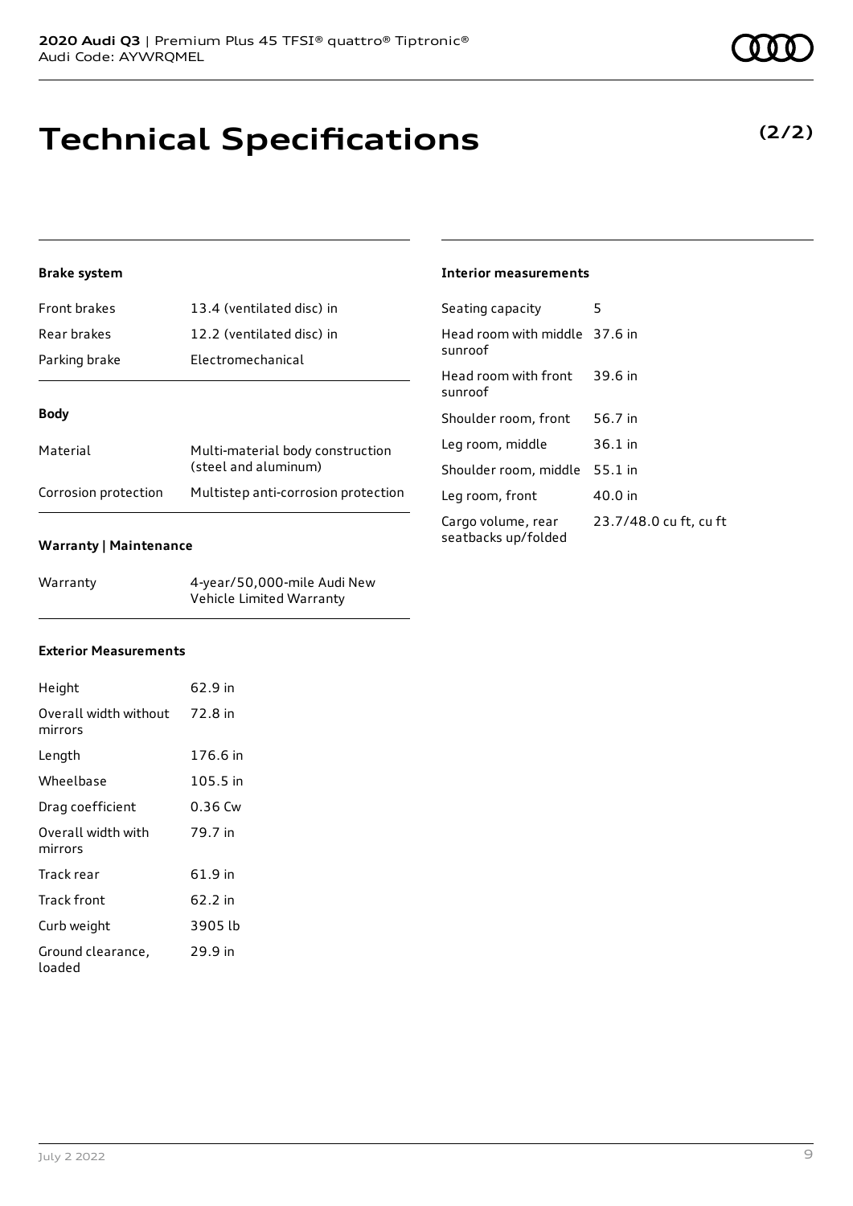# Technical Specifications

**(2/2)**

### Brake system

| | |
|---|---|
| Front brakes | 13.4 (ventilated disc) in |
| Rear brakes | 12.2 (ventilated disc) in |
| Parking brake | Electromechanical |

### Body

| | |
|---|---|
| Material | Multi-material body construction (steel and aluminum) |
| Corrosion protection | Multistep anti-corrosion protection |

### Warranty | Maintenance

| | |
|---|---|
| Warranty | 4-year/50,000-mile Audi New Vehicle Limited Warranty |

### Exterior Measurements

| | |
|---|---|
| Height | 62.9 in |
| Overall width without mirrors | 72.8 in |
| Length | 176.6 in |
| Wheelbase | 105.5 in |
| Drag coefficient | 0.36 Cw |
| Overall width with mirrors | 79.7 in |
| Track rear | 61.9 in |
| Track front | 62.2 in |
| Curb weight | 3905 lb |
| Ground clearance, loaded | 29.9 in |

### Interior measurements

| | |
|---|---|
| Seating capacity | 5 |
| Head room with middle sunroof | 37.6 in |
| Head room with front sunroof | 39.6 in |
| Shoulder room, front | 56.7 in |
| Leg room, middle | 36.1 in |
| Shoulder room, middle | 55.1 in |
| Leg room, front | 40.0 in |
| Cargo volume, rear seatbacks up/folded | 23.7/48.0 cu ft, cu ft |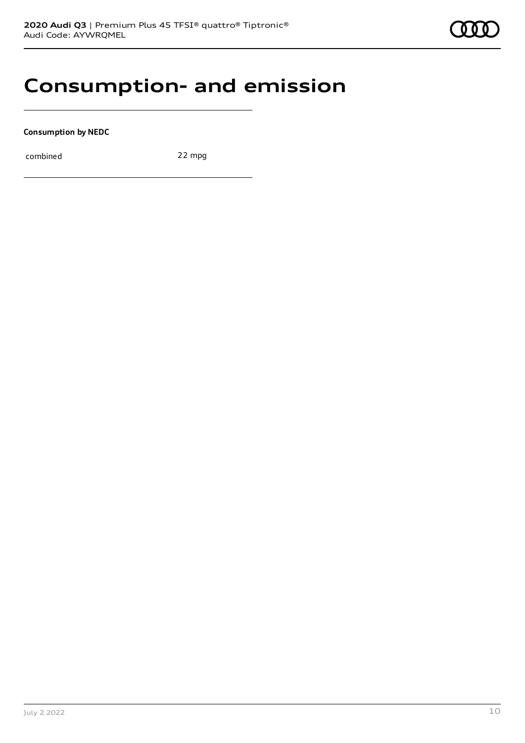# Consumption- and emission

**Consumption by NEDC**

| | |
|---|---|
| combined | 22 mpg |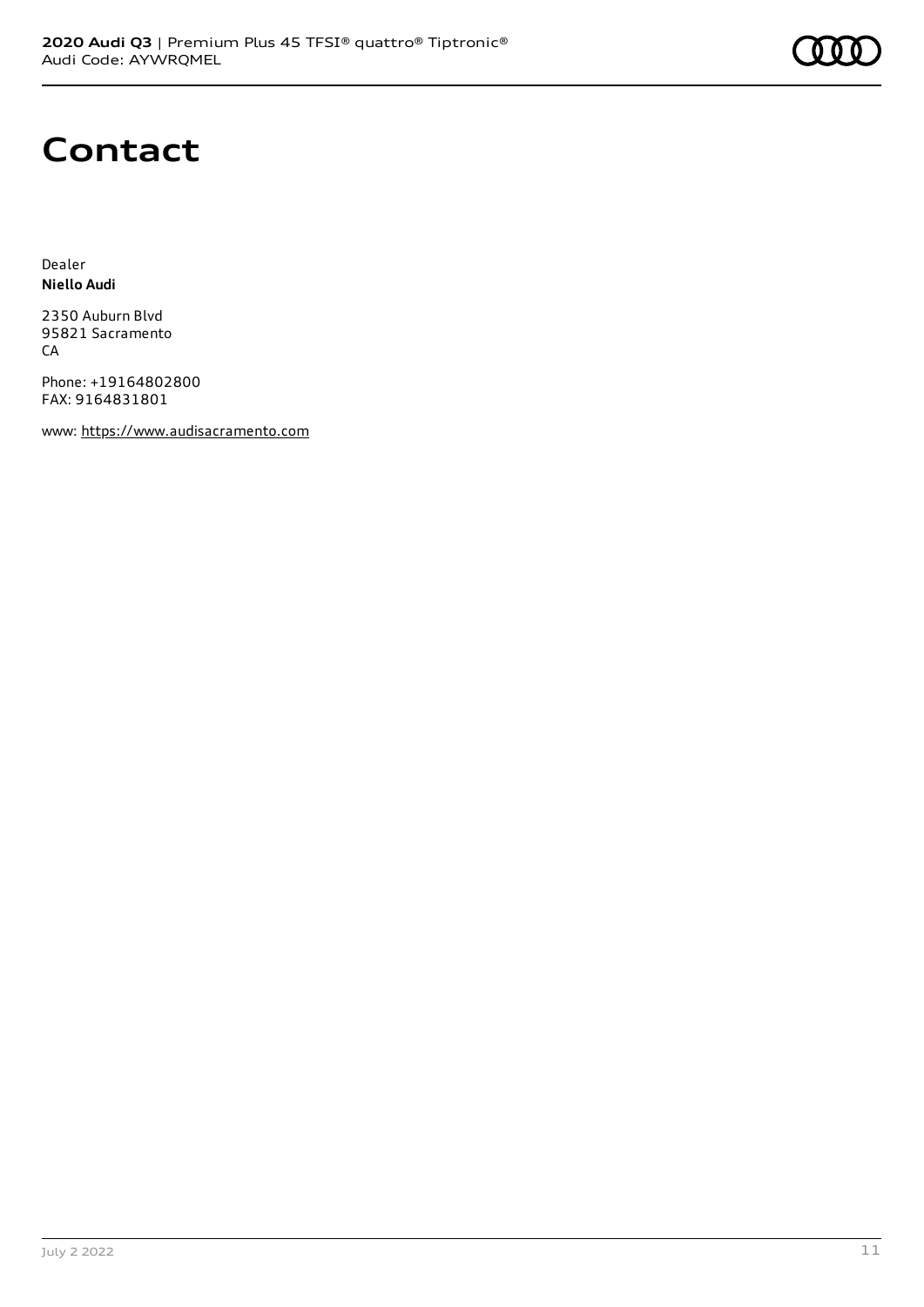# Contact

Dealer
**Niello Audi**

2350 Auburn Blvd
95821 Sacramento
CA

Phone: +19164802800
FAX: 9164831801

www: https://www.audisacramento.com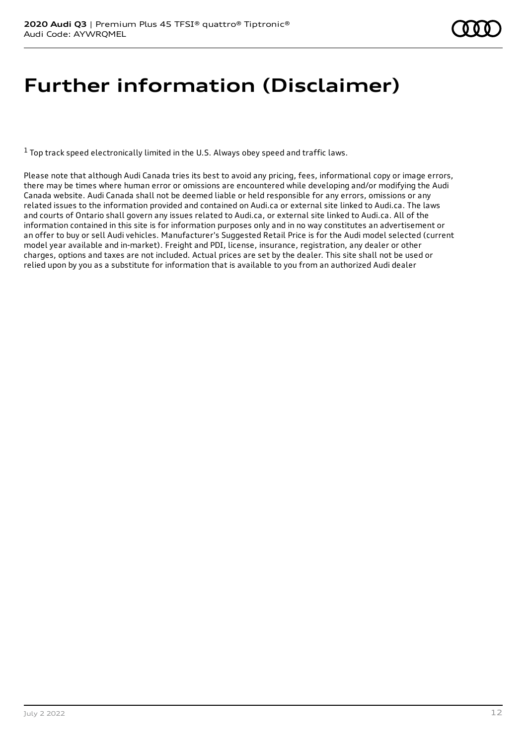# Further information (Disclaimer)

[1] Top track speed electronically limited in the U.S. Always obey speed and traffic laws.

Please note that although Audi Canada tries its best to avoid any pricing, fees, informational copy or image errors, there may be times where human error or omissions are encountered while developing and/or modifying the Audi Canada website. Audi Canada shall not be deemed liable or held responsible for any errors, omissions or any related issues to the information provided and contained on Audi.ca or external site linked to Audi.ca. The laws and courts of Ontario shall govern any issues related to Audi.ca, or external site linked to Audi.ca. All of the information contained in this site is for information purposes only and in no way constitutes an advertisement or an offer to buy or sell Audi vehicles. Manufacturer's Suggested Retail Price is for the Audi model selected (current model year available and in-market). Freight and PDI, license, insurance, registration, any dealer or other charges, options and taxes are not included. Actual prices are set by the dealer. This site shall not be used or relied upon by you as a substitute for information that is available to you from an authorized Audi dealer